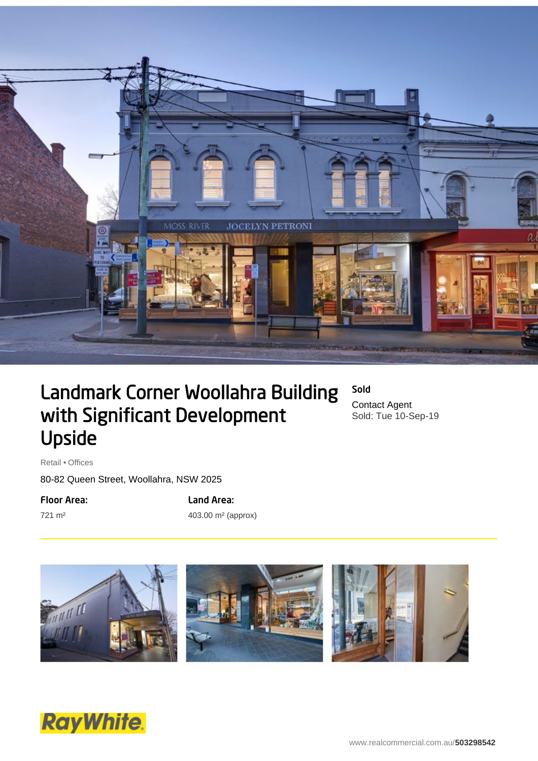# Landmark Corner Woollahra Building with Significant Development Upside

**Sold**

Contact Agent
Sold: Tue 10-Sep-19

Retail • Offices

80-82 Queen Street, Woollahra, NSW 2025

**Floor Area:**
721 m²

**Land Area:**
403.00 m² (approx)

www.realcommercial.com.au/503298542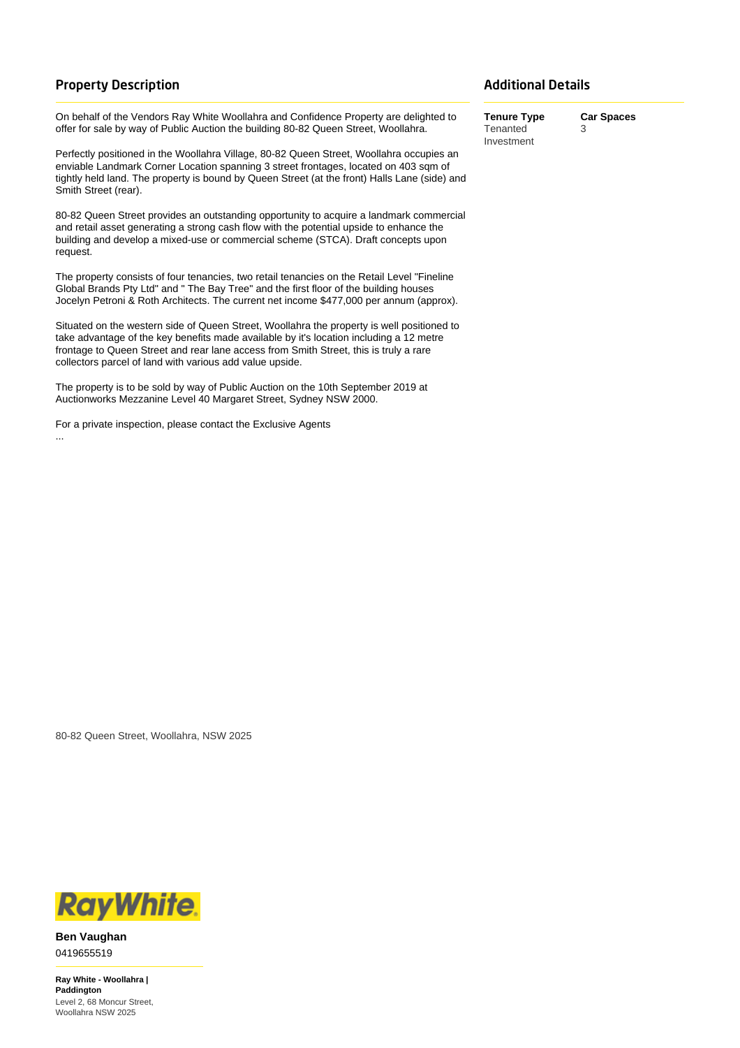## Property Description

On behalf of the Vendors Ray White Woollahra and Confidence Property are delighted to offer for sale by way of Public Auction the building 80-82 Queen Street, Woollahra.

Perfectly positioned in the Woollahra Village, 80-82 Queen Street, Woollahra occupies an enviable Landmark Corner Location spanning 3 street frontages, located on 403 sqm of tightly held land. The property is bound by Queen Street (at the front) Halls Lane (side) and Smith Street (rear).

80-82 Queen Street provides an outstanding opportunity to acquire a landmark commercial and retail asset generating a strong cash flow with the potential upside to enhance the building and develop a mixed-use or commercial scheme (STCA). Draft concepts upon request.

The property consists of four tenancies, two retail tenancies on the Retail Level "Fineline Global Brands Pty Ltd" and " The Bay Tree" and the first floor of the building houses Jocelyn Petroni & Roth Architects. The current net income $477,000 per annum (approx).

Situated on the western side of Queen Street, Woollahra the property is well positioned to take advantage of the key benefits made available by it's location including a 12 metre frontage to Queen Street and rear lane access from Smith Street, this is truly a rare collectors parcel of land with various add value upside.

The property is to be sold by way of Public Auction on the 10th September 2019 at Auctionworks Mezzanine Level 40 Margaret Street, Sydney NSW 2000.

For a private inspection, please contact the Exclusive Agents

...

## Additional Details

| Tenure Type | Car Spaces |
| --- | --- |
| Tenanted Investment | 3 |

80-82 Queen Street, Woollahra, NSW 2025

**Ben Vaughan**
0419655519

**Ray White - Woollahra | Paddington**
Level 2, 68 Moncur Street, Woollahra NSW 2025